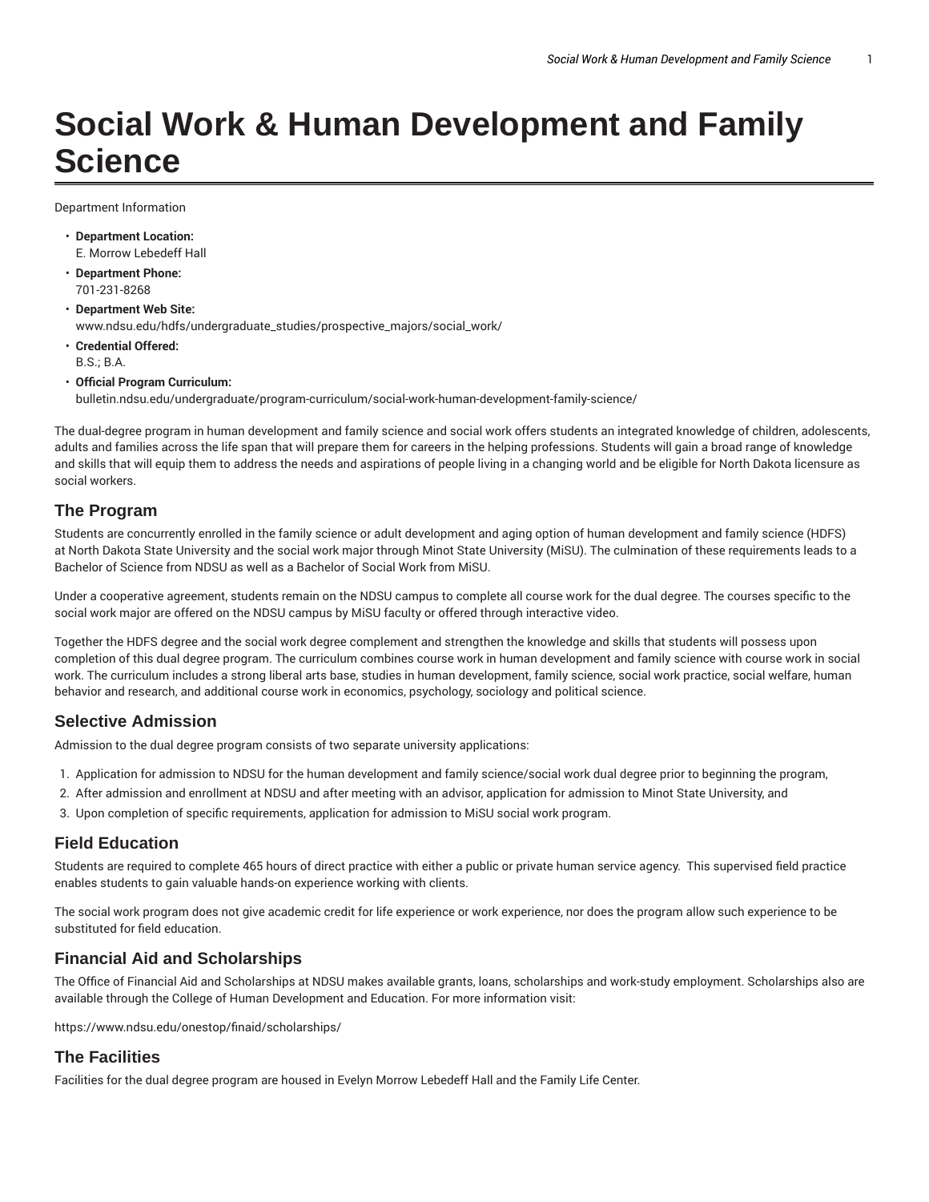# Social Work & Human Development and Family Science

Department Information

- **Department Location:**
  E. Morrow Lebedeff Hall
- **Department Phone:**
  701-231-8268
- **Department Web Site:**
  www.ndsu.edu/hdfs/undergraduate_studies/prospective_majors/social_work/
- **Credential Offered:**
  B.S.; B.A.
- **Official Program Curriculum:**
  bulletin.ndsu.edu/undergraduate/program-curriculum/social-work-human-development-family-science/

The dual-degree program in human development and family science and social work offers students an integrated knowledge of children, adolescents, adults and families across the life span that will prepare them for careers in the helping professions. Students will gain a broad range of knowledge and skills that will equip them to address the needs and aspirations of people living in a changing world and be eligible for North Dakota licensure as social workers.

## The Program

Students are concurrently enrolled in the family science or adult development and aging option of human development and family science (HDFS) at North Dakota State University and the social work major through Minot State University (MiSU). The culmination of these requirements leads to a Bachelor of Science from NDSU as well as a Bachelor of Social Work from MiSU.

Under a cooperative agreement, students remain on the NDSU campus to complete all course work for the dual degree. The courses specific to the social work major are offered on the NDSU campus by MiSU faculty or offered through interactive video.

Together the HDFS degree and the social work degree complement and strengthen the knowledge and skills that students will possess upon completion of this dual degree program. The curriculum combines course work in human development and family science with course work in social work. The curriculum includes a strong liberal arts base, studies in human development, family science, social work practice, social welfare, human behavior and research, and additional course work in economics, psychology, sociology and political science.

## Selective Admission

Admission to the dual degree program consists of two separate university applications:

1. Application for admission to NDSU for the human development and family science/social work dual degree prior to beginning the program,
2. After admission and enrollment at NDSU and after meeting with an advisor, application for admission to Minot State University, and
3. Upon completion of specific requirements, application for admission to MiSU social work program.

## Field Education

Students are required to complete 465 hours of direct practice with either a public or private human service agency. This supervised field practice enables students to gain valuable hands-on experience working with clients.

The social work program does not give academic credit for life experience or work experience, nor does the program allow such experience to be substituted for field education.

## Financial Aid and Scholarships

The Office of Financial Aid and Scholarships at NDSU makes available grants, loans, scholarships and work-study employment. Scholarships also are available through the College of Human Development and Education. For more information visit:

https://www.ndsu.edu/onestop/finaid/scholarships/

## The Facilities

Facilities for the dual degree program are housed in Evelyn Morrow Lebedeff Hall and the Family Life Center.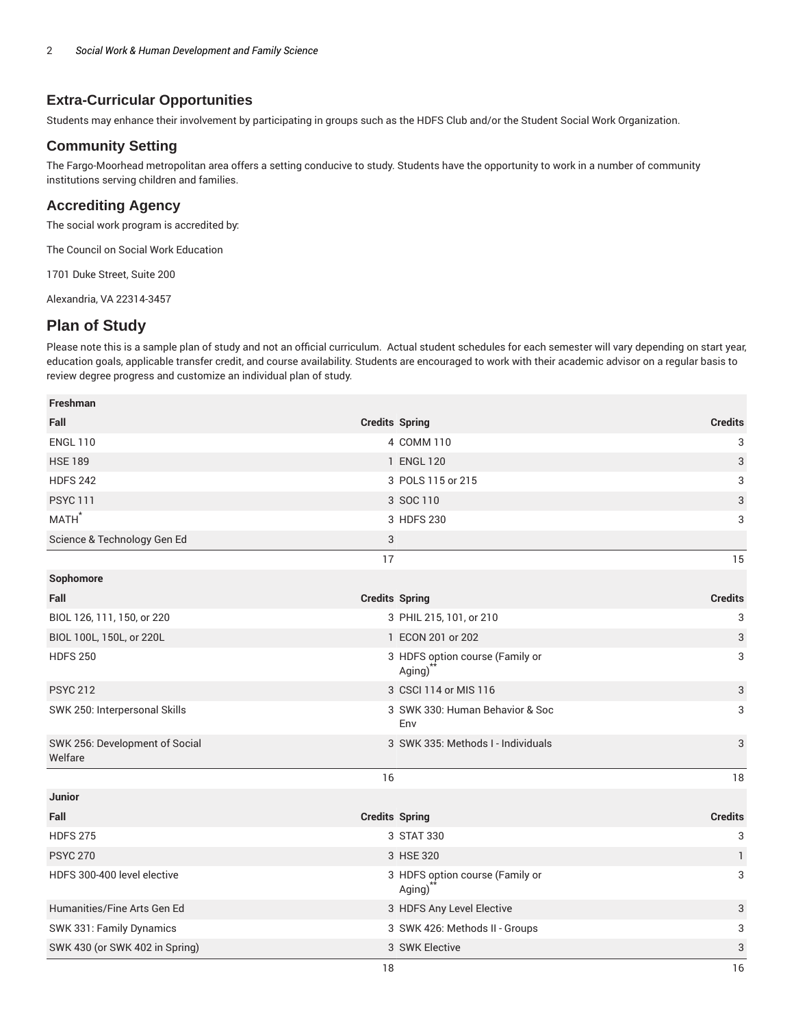## Extra-Curricular Opportunities

Students may enhance their involvement by participating in groups such as the HDFS Club and/or the Student Social Work Organization.

## Community Setting

The Fargo-Moorhead metropolitan area offers a setting conducive to study. Students have the opportunity to work in a number of community institutions serving children and families.

## Accrediting Agency

The social work program is accredited by:

The Council on Social Work Education

1701 Duke Street, Suite 200

Alexandria, VA 22314-3457

## Plan of Study

Please note this is a sample plan of study and not an official curriculum. Actual student schedules for each semester will vary depending on start year, education goals, applicable transfer credit, and course availability. Students are encouraged to work with their academic advisor on a regular basis to review degree progress and customize an individual plan of study.

| Freshman | | | |
|---|---|---|---|
| **Fall** | **Credits** | **Spring** | **Credits** |
| ENGL 110 | 4 | COMM 110 | 3 |
| HSE 189 | 1 | ENGL 120 | 3 |
| HDFS 242 | 3 | POLS 115 or 215 | 3 |
| PSYC 111 | 3 | SOC 110 | 3 |
| MATH* | 3 | HDFS 230 | 3 |
| Science & Technology Gen Ed | 3 | | |
| | 17 | | 15 |
| **Sophomore** | | | |
| **Fall** | **Credits** | **Spring** | **Credits** |
| BIOL 126, 111, 150, or 220 | 3 | PHIL 215, 101, or 210 | 3 |
| BIOL 100L, 150L, or 220L | 1 | ECON 201 or 202 | 3 |
| HDFS 250 | 3 | HDFS option course (Family or Aging)** | 3 |
| PSYC 212 | 3 | CSCI 114 or MIS 116 | 3 |
| SWK 250: Interpersonal Skills | 3 | SWK 330: Human Behavior & Soc Env | 3 |
| SWK 256: Development of Social Welfare | 3 | SWK 335: Methods I - Individuals | 3 |
| | 16 | | 18 |
| **Junior** | | | |
| **Fall** | **Credits** | **Spring** | **Credits** |
| HDFS 275 | 3 | STAT 330 | 3 |
| PSYC 270 | 3 | HSE 320 | 1 |
| HDFS 300-400 level elective | 3 | HDFS option course (Family or Aging)** | 3 |
| Humanities/Fine Arts Gen Ed | 3 | HDFS Any Level Elective | 3 |
| SWK 331: Family Dynamics | 3 | SWK 426: Methods II - Groups | 3 |
| SWK 430 (or SWK 402 in Spring) | 3 | SWK Elective | 3 |
| | 18 | | 16 |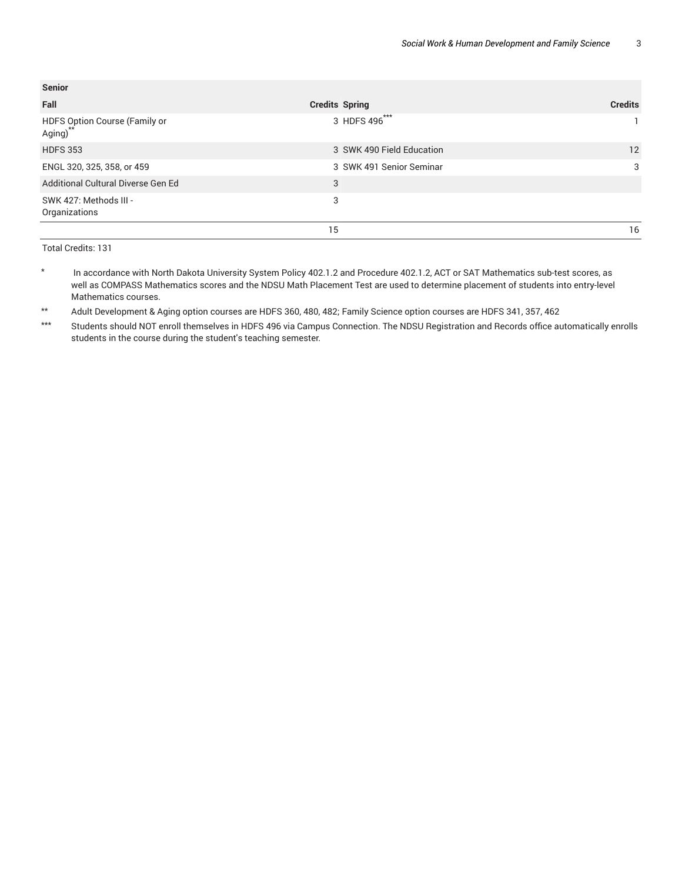| Senior | | | |
|---|---|---|---|
| **Fall** | **Credits** | **Spring** | **Credits** |
| HDFS Option Course (Family or Aging)** | 3 | HDFS 496*** | 1 |
| HDFS 353 | 3 | SWK 490 Field Education | 12 |
| ENGL 320, 325, 358, or 459 | 3 | SWK 491 Senior Seminar | 3 |
| Additional Cultural Diverse Gen Ed | 3 | | |
| SWK 427: Methods III - Organizations | 3 | | |
| | 15 | | 16 |

Total Credits: 131

\* In accordance with North Dakota University System Policy 402.1.2 and Procedure 402.1.2, ACT or SAT Mathematics sub-test scores, as well as COMPASS Mathematics scores and the NDSU Math Placement Test are used to determine placement of students into entry-level Mathematics courses.

\** Adult Development & Aging option courses are HDFS 360, 480, 482; Family Science option courses are HDFS 341, 357, 462

\*** Students should NOT enroll themselves in HDFS 496 via Campus Connection. The NDSU Registration and Records office automatically enrolls students in the course during the student's teaching semester.